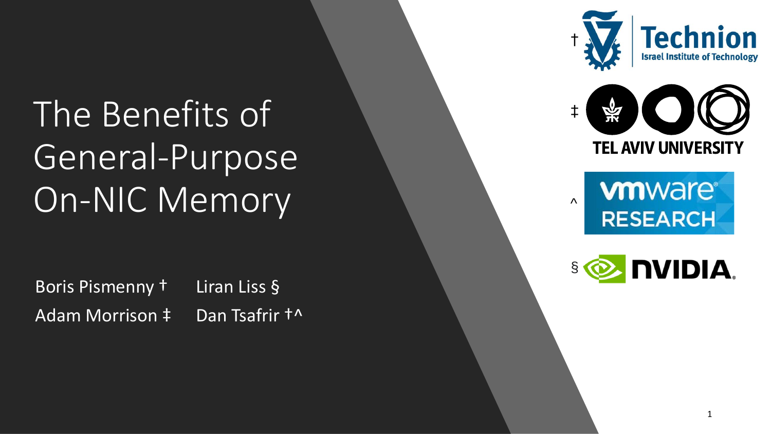# The Benefits of General-Purpose On-NIC Memory

Boris Pismenny † Liran Liss §

Adam Morrison ‡ Dan Tsafrir †^

† Technion Israel Institute of Technology

‡ TEL AVIV UNIVERSITY

^ vmware RESEARCH

§ NVIDIA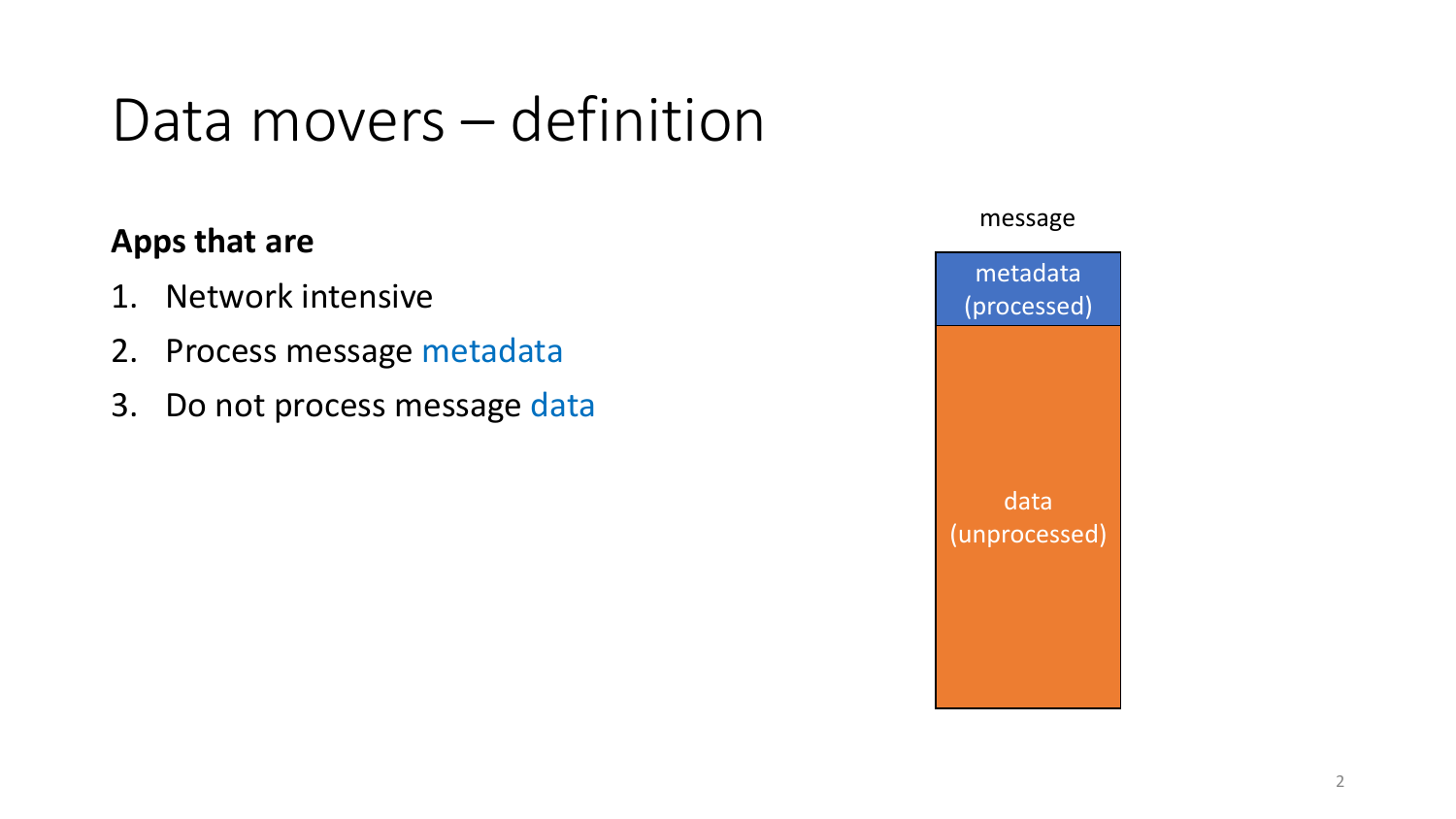# Data movers – definition

**Apps that are**

1. Network intensive
2. Process message metadata
3. Do not process message data

message

metadata (processed)

data (unprocessed)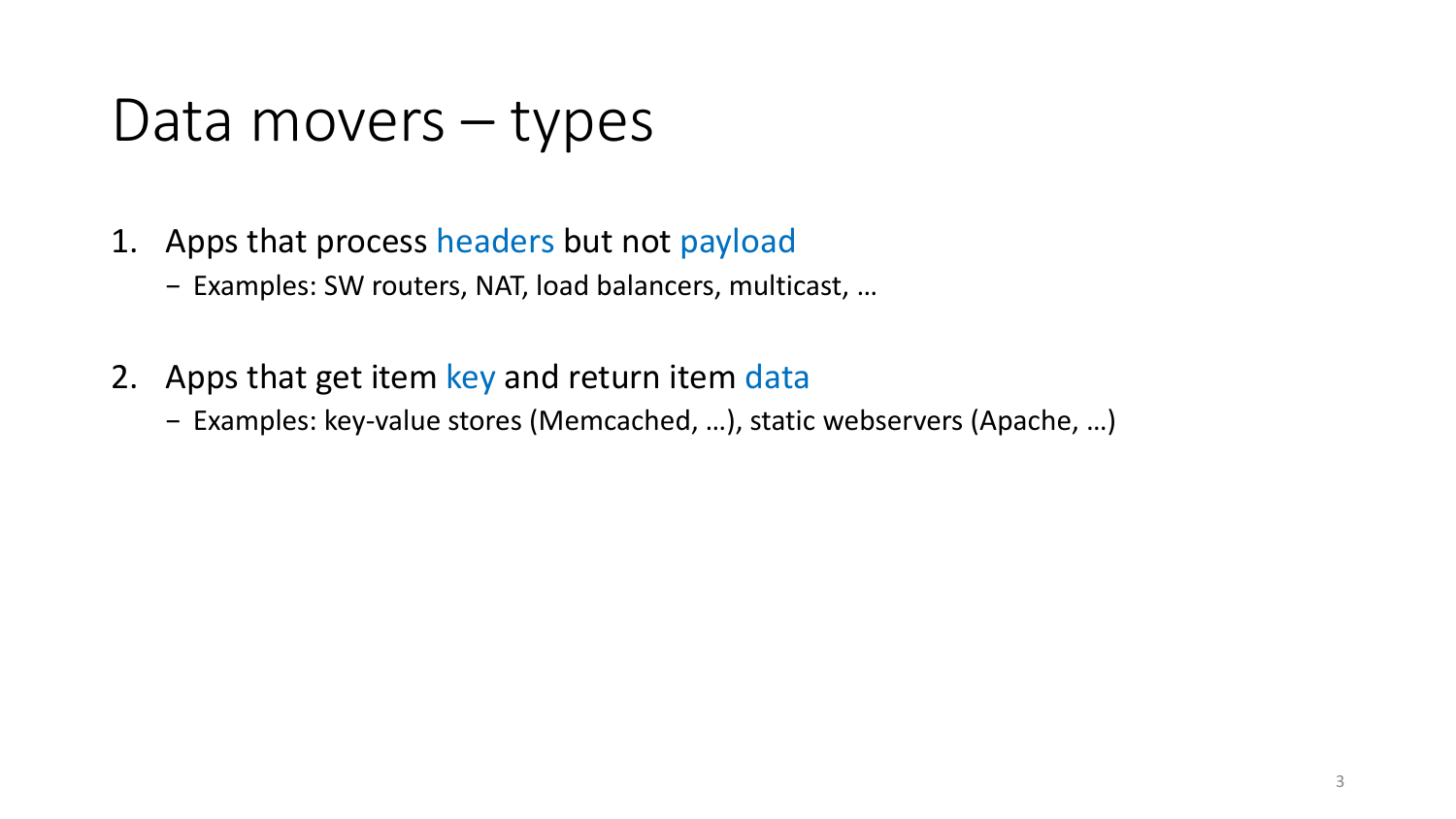# Data movers – types

1. Apps that process headers but not payload
   - Examples: SW routers, NAT, load balancers, multicast, …

2. Apps that get item key and return item data
   - Examples: key-value stores (Memcached, …), static webservers (Apache, …)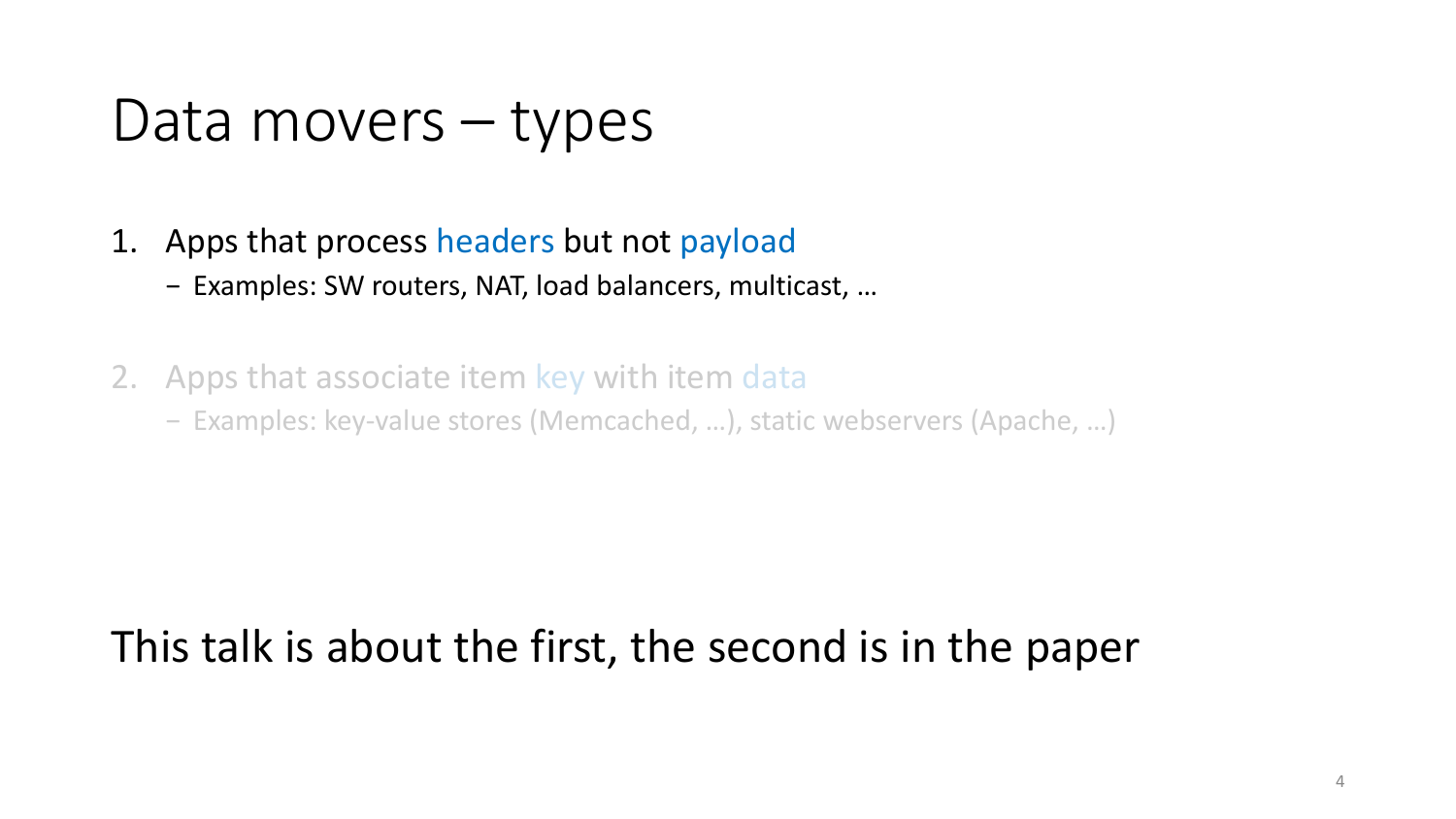# Data movers – types

1. Apps that process headers but not payload
   - Examples: SW routers, NAT, load balancers, multicast, …
2. Apps that associate item key with item data
   - Examples: key-value stores (Memcached, …), static webservers (Apache, …)

This talk is about the first, the second is in the paper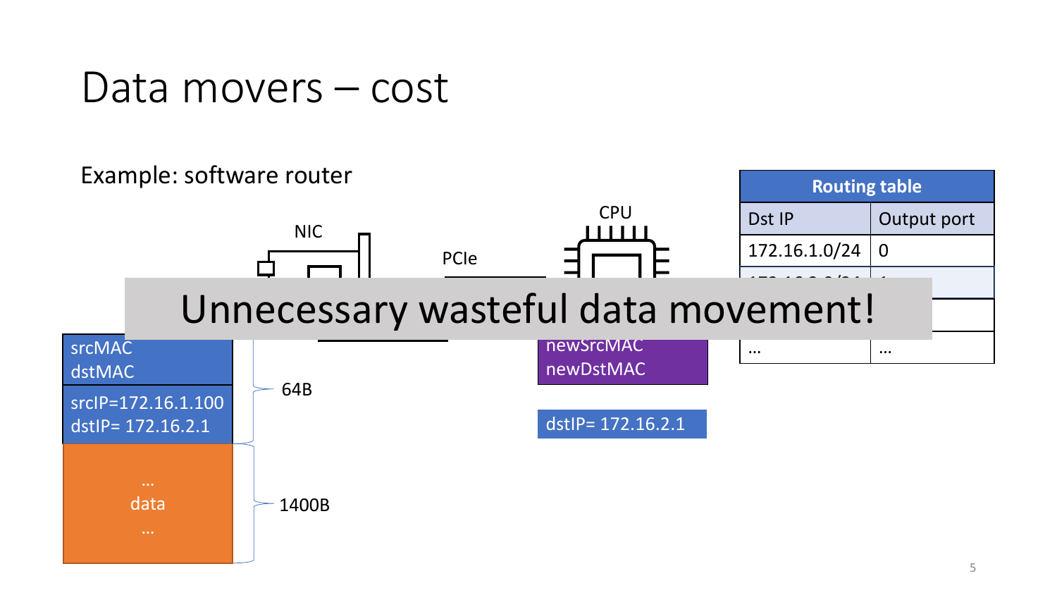# Data movers – cost

Example: software router

NIC

PCIe

CPU

| Routing table | |
|---|---|
| Dst IP | Output port |
| 172.16.1.0/24 | 0 |
| 172.16.2.0/24 | 1 |
| | |
| … | … |

**Unnecessary wasteful data movement!**

srcMAC
dstMAC

srcIP=172.16.1.100
dstIP= 172.16.2.1

64B

…
data
…

1400B

newSrcMAC
newDstMAC

dstIP= 172.16.2.1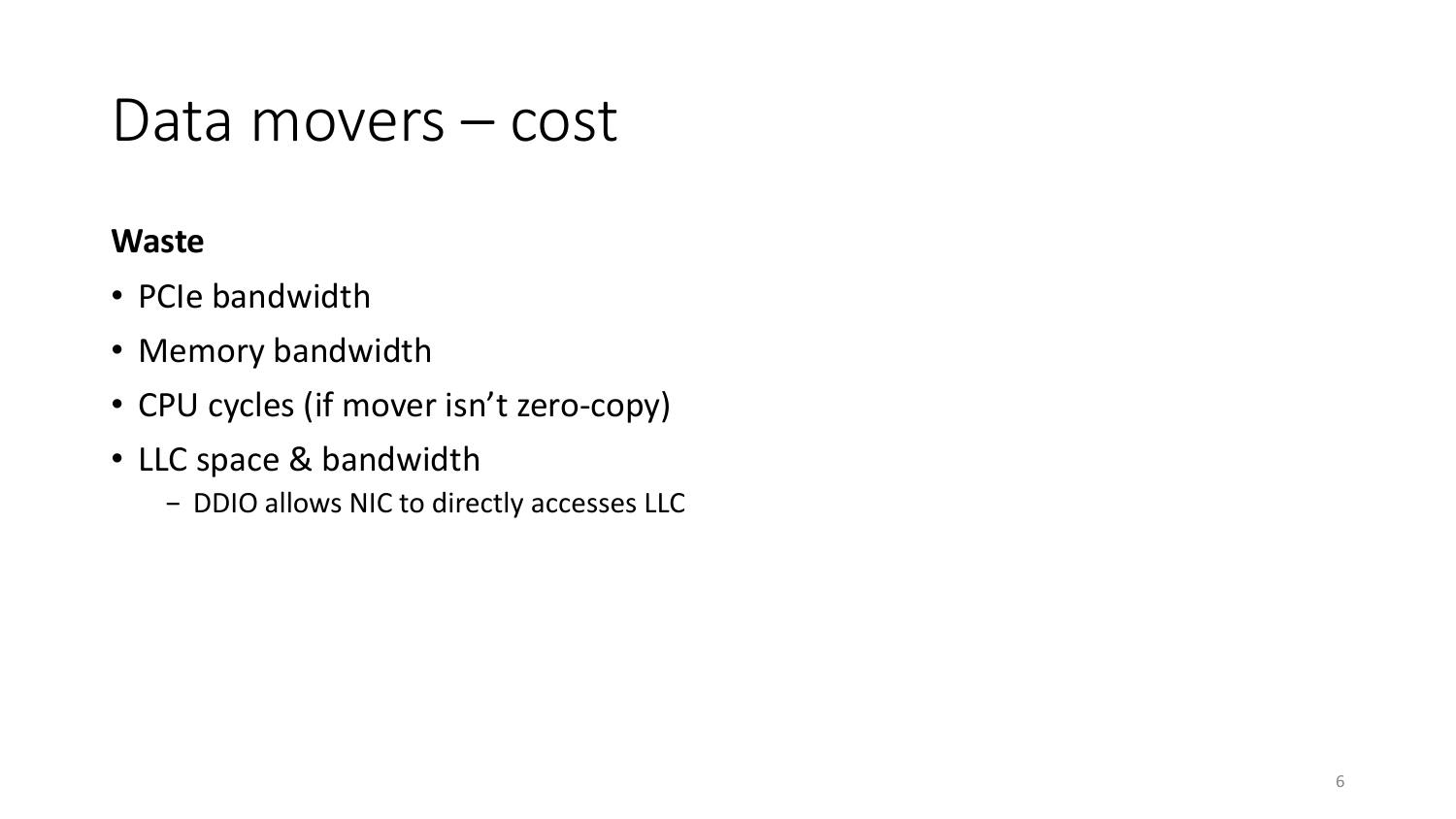# Data movers – cost

**Waste**

- PCIe bandwidth
- Memory bandwidth
- CPU cycles (if mover isn't zero-copy)
- LLC space & bandwidth
  - DDIO allows NIC to directly accesses LLC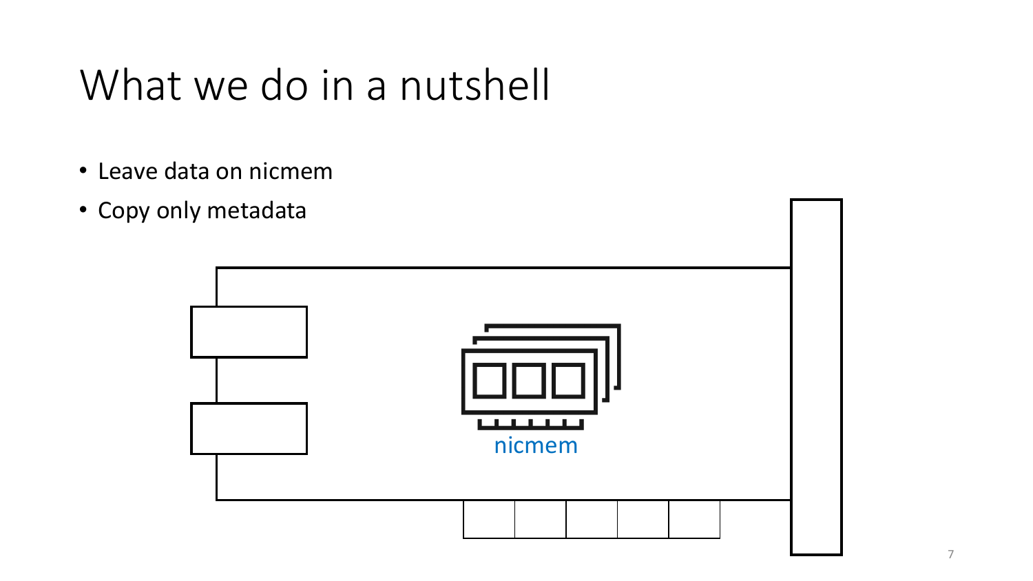# What we do in a nutshell

- Leave data on nicmem
- Copy only metadata

nicmem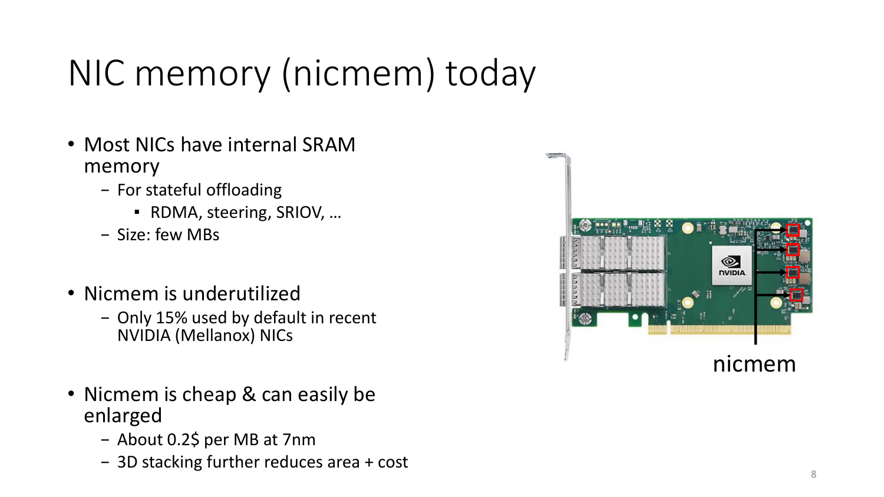# NIC memory (nicmem) today

- Most NICs have internal SRAM memory
  - For stateful offloading
    - RDMA, steering, SRIOV, …
  - Size: few MBs
- Nicmem is underutilized
  - Only 15% used by default in recent NVIDIA (Mellanox) NICs
- Nicmem is cheap & can easily be enlarged
  - About 0.2$ per MB at 7nm
  - 3D stacking further reduces area + cost

nicmem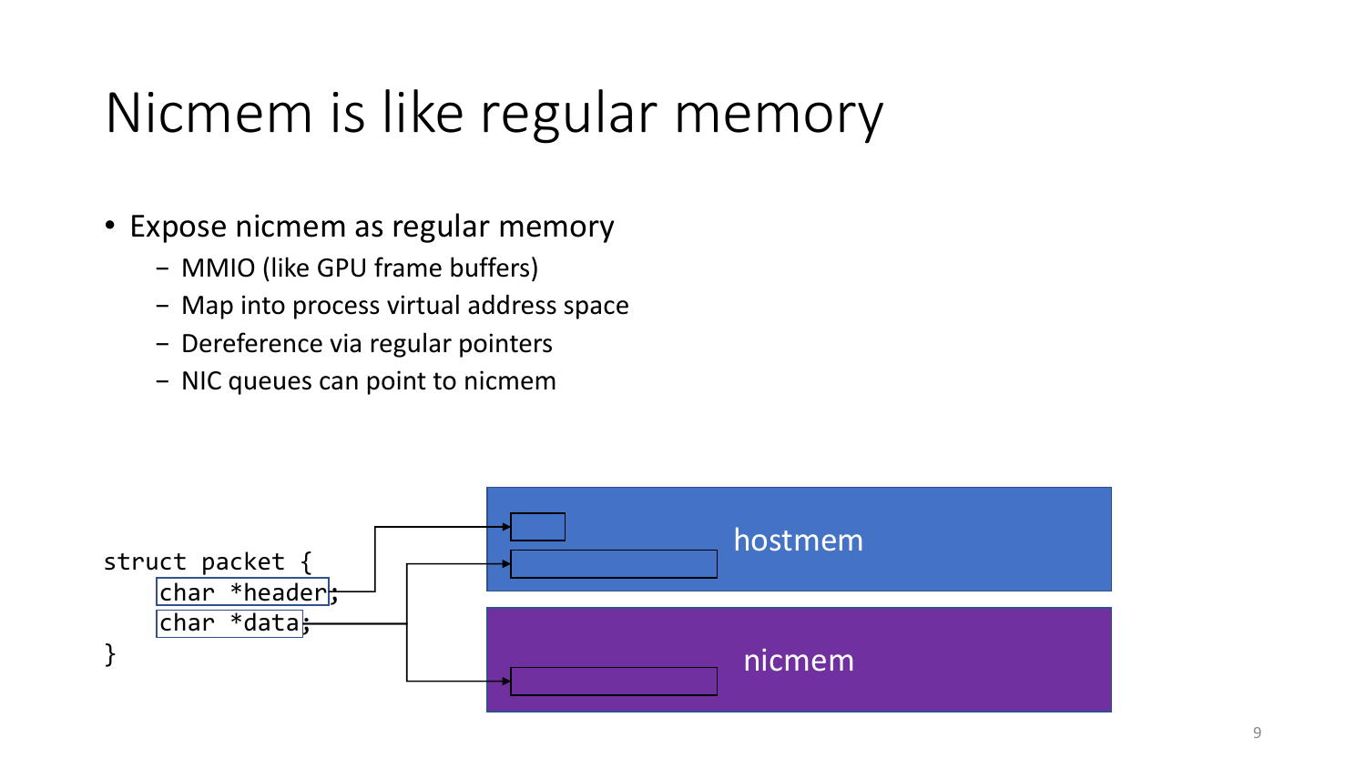# Nicmem is like regular memory

- Expose nicmem as regular memory
  - MMIO (like GPU frame buffers)
  - Map into process virtual address space
  - Dereference via regular pointers
  - NIC queues can point to nicmem

```
struct packet {
    char *header;
    char *data;
}
```

hostmem

nicmem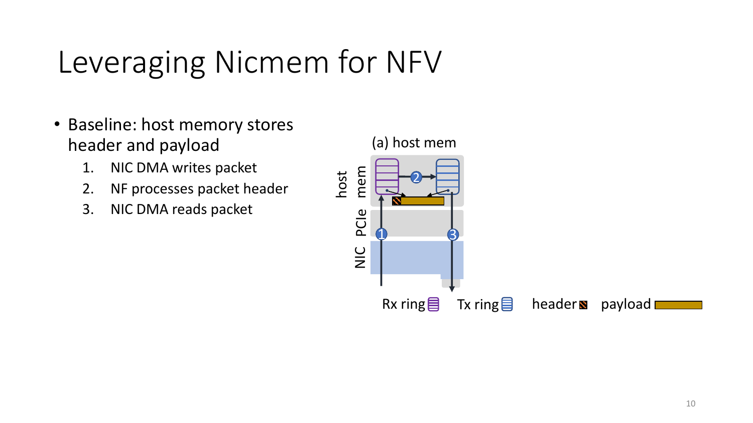# Leveraging Nicmem for NFV

- Baseline: host memory stores header and payload
  1. NIC DMA writes packet
  2. NF processes packet header
  3. NIC DMA reads packet

(a) host mem

host mem

PCIe

NIC

Rx ring Tx ring header payload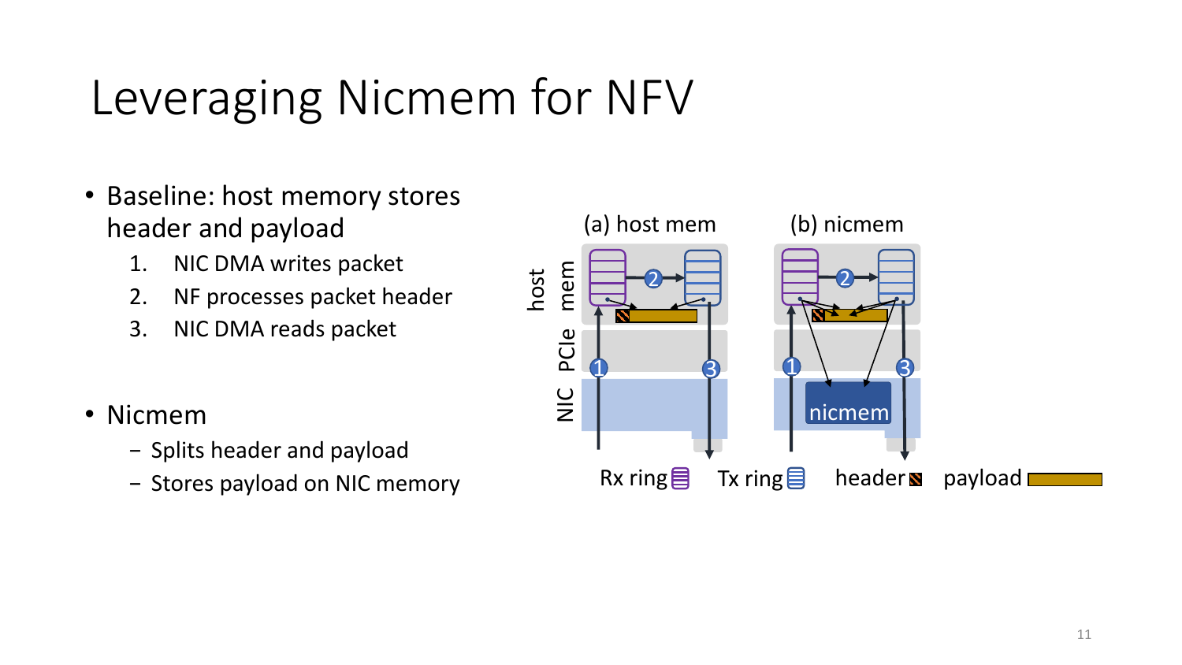# Leveraging Nicmem for NFV

- Baseline: host memory stores header and payload
  1. NIC DMA writes packet
  2. NF processes packet header
  3. NIC DMA reads packet

- Nicmem
  - Splits header and payload
  - Stores payload on NIC memory

(a) host mem (b) nicmem

host mem · PCIe · NIC · nicmem

Rx ring · Tx ring · header · payload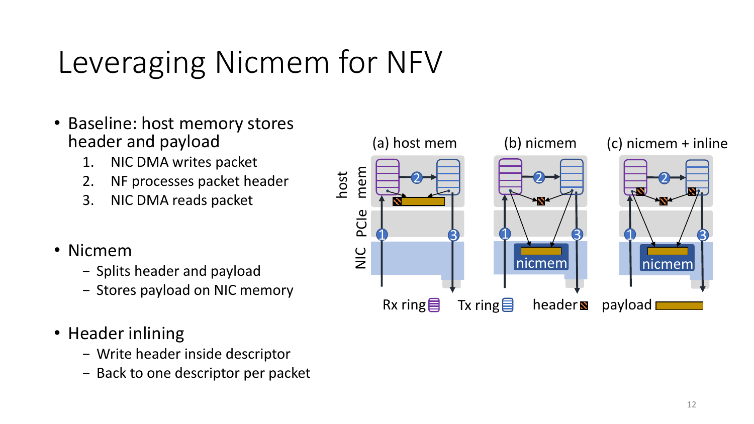# Leveraging Nicmem for NFV

- Baseline: host memory stores header and payload
    1. NIC DMA writes packet
    2. NF processes packet header
    3. NIC DMA reads packet

- Nicmem
    - Splits header and payload
    - Stores payload on NIC memory

- Header inlining
    - Write header inside descriptor
    - Back to one descriptor per packet

(a) host mem (b) nicmem (c) nicmem + inline

host mem / PCIe / NIC

nicmem

Rx ring Tx ring header payload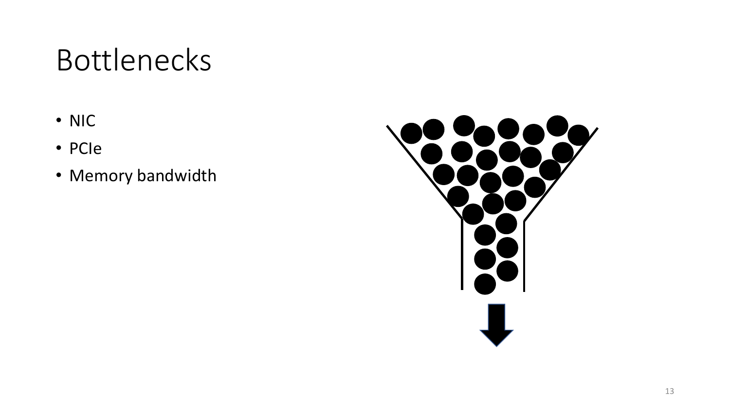# Bottlenecks

- NIC
- PCIe
- Memory bandwidth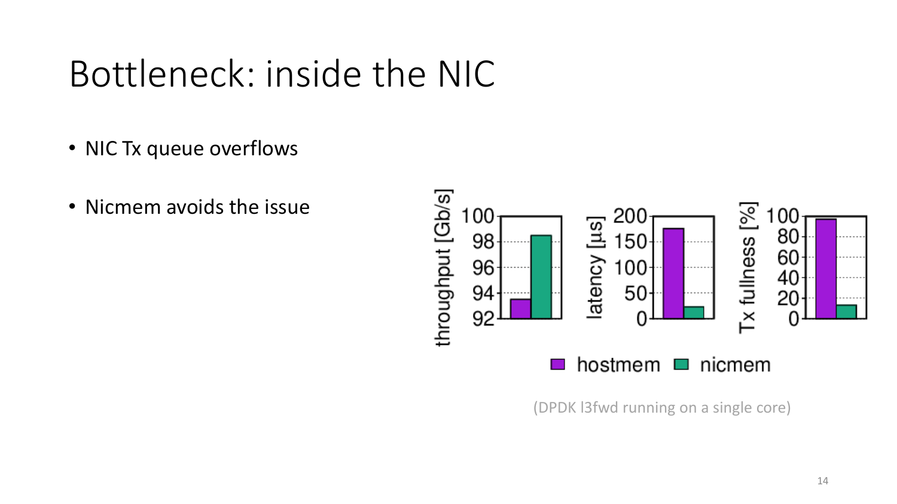# Bottleneck: inside the NIC

- NIC Tx queue overflows
- Nicmem avoids the issue

(DPDK l3fwd running on a single core)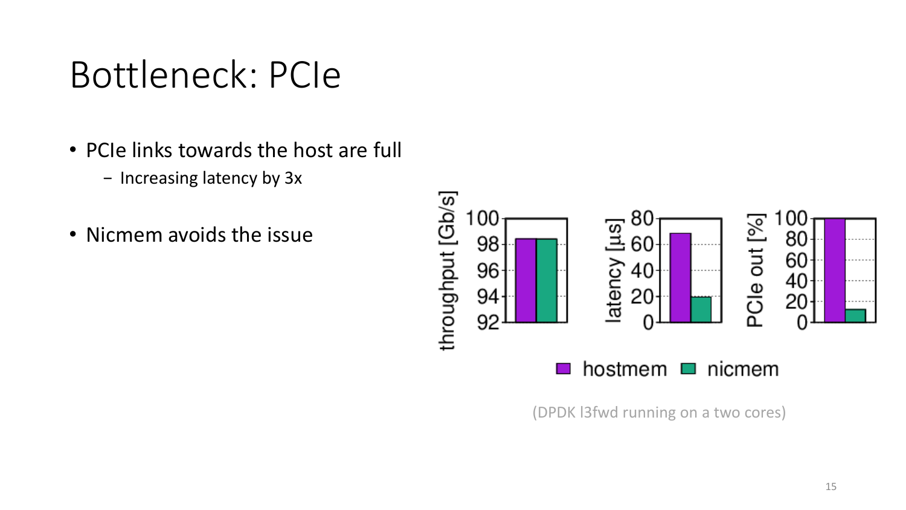# Bottleneck: PCIe

- PCIe links towards the host are full
  - Increasing latency by 3x
- Nicmem avoids the issue

(DPDK l3fwd running on a two cores)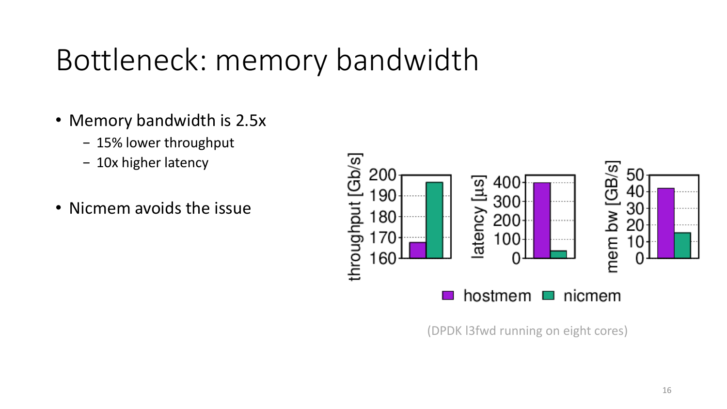# Bottleneck: memory bandwidth

- Memory bandwidth is 2.5x
  - 15% lower throughput
  - 10x higher latency
- Nicmem avoids the issue

(DPDK l3fwd running on eight cores)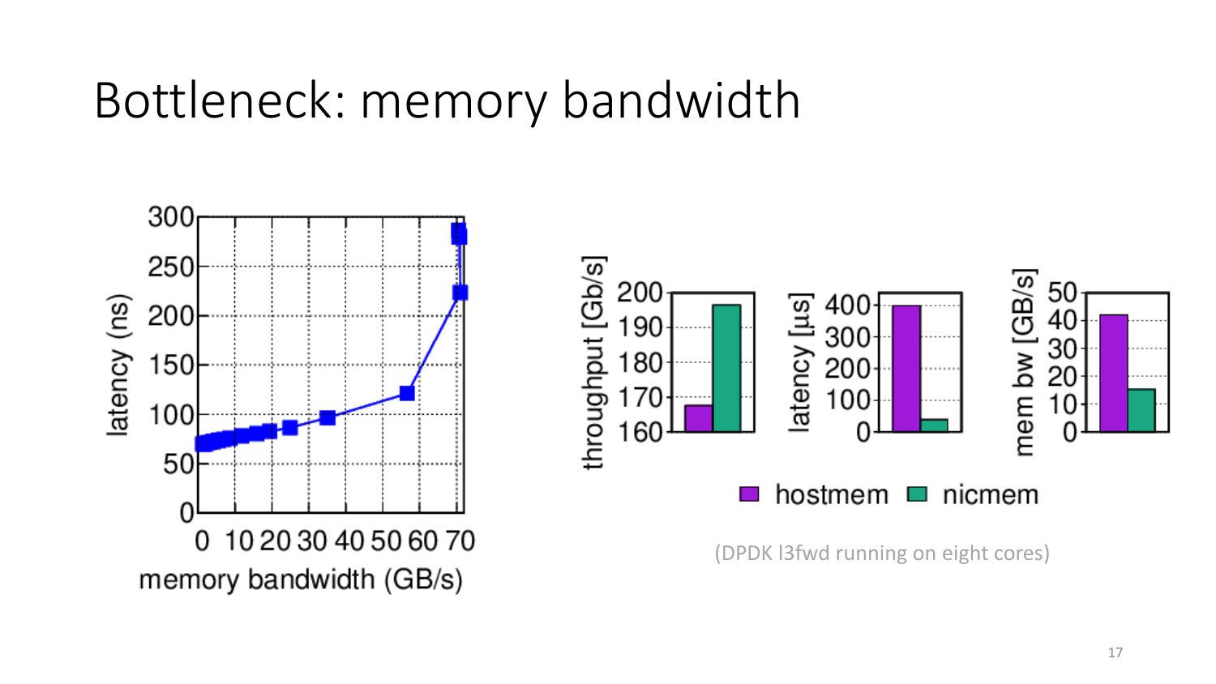# Bottleneck: memory bandwidth

(DPDK l3fwd running on eight cores)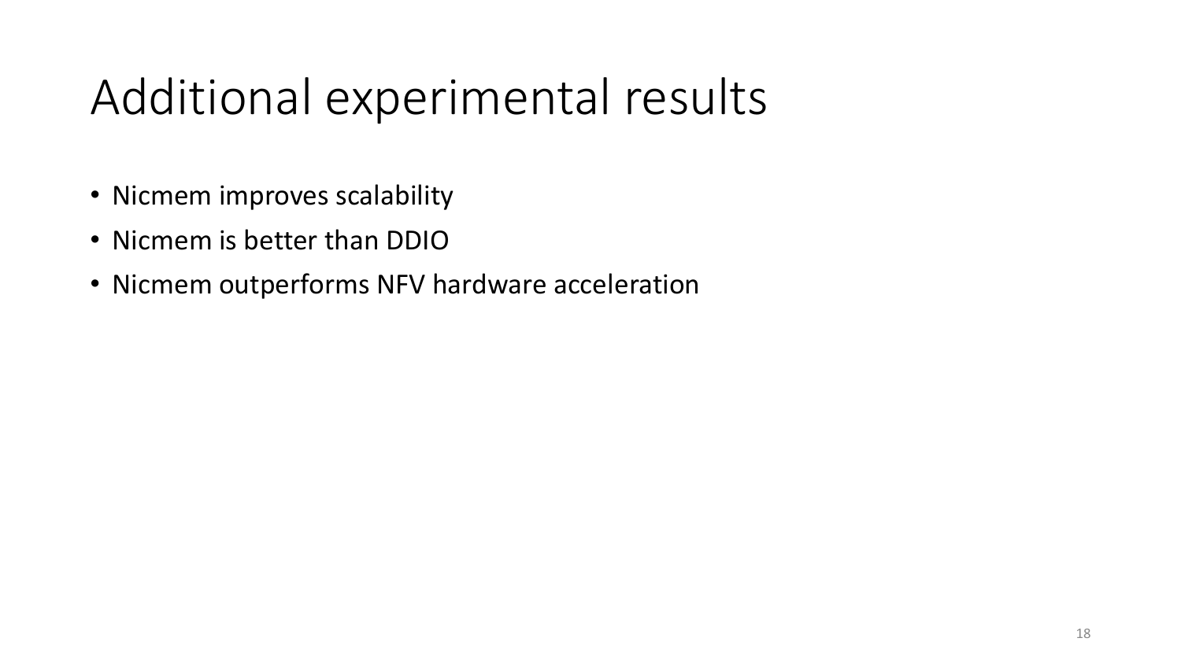# Additional experimental results

- Nicmem improves scalability
- Nicmem is better than DDIO
- Nicmem outperforms NFV hardware acceleration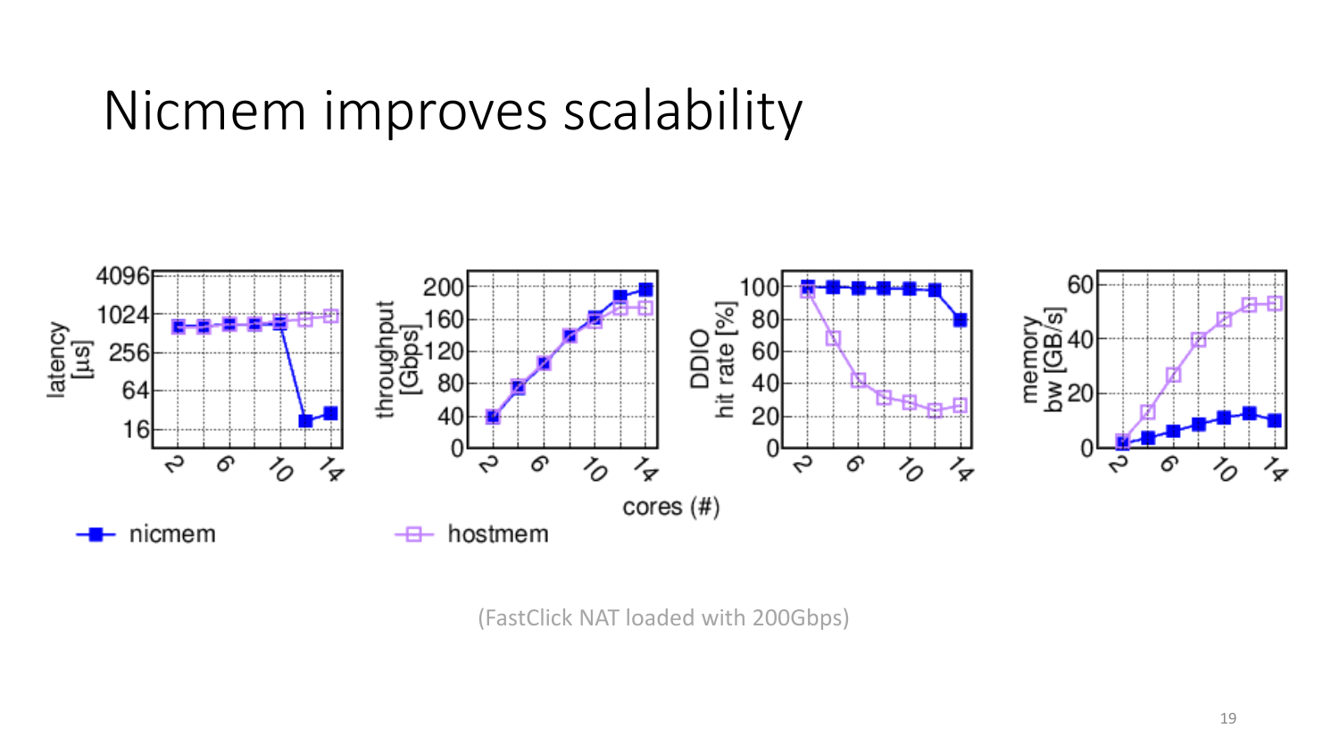# Nicmem improves scalability

(FastClick NAT loaded with 200Gbps)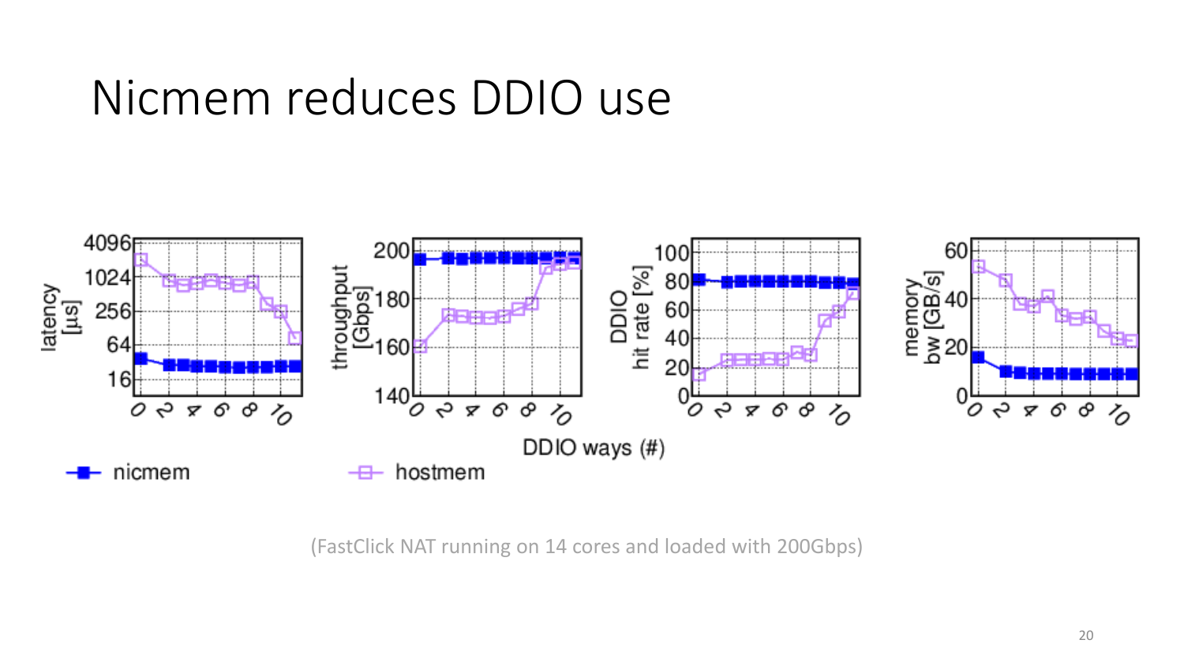# Nicmem reduces DDIO use

(FastClick NAT running on 14 cores and loaded with 200Gbps)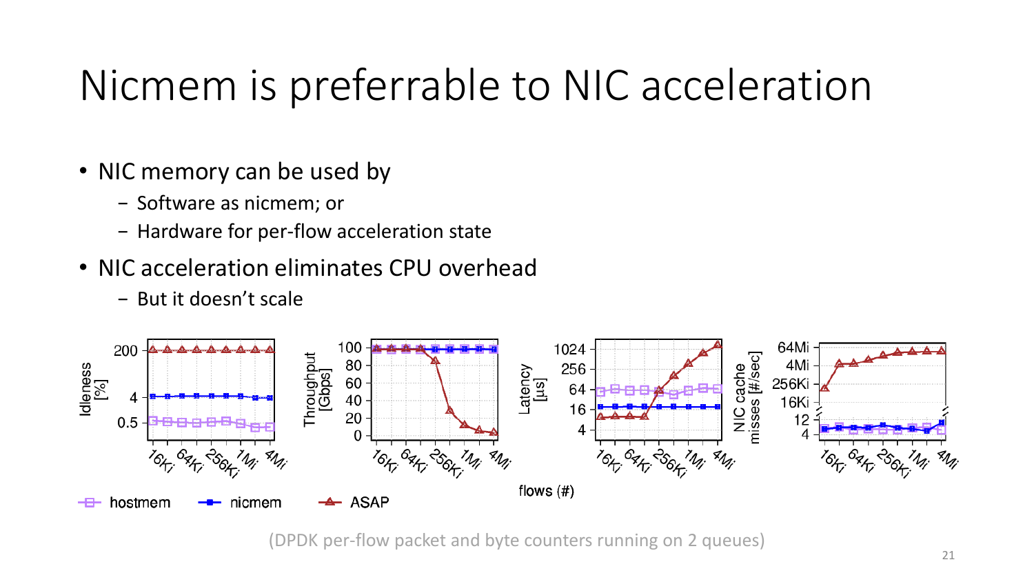# Nicmem is preferrable to NIC acceleration

- NIC memory can be used by
  - Software as nicmem; or
  - Hardware for per-flow acceleration state
- NIC acceleration eliminates CPU overhead
  - But it doesn't scale

(DPDK per-flow packet and byte counters running on 2 queues)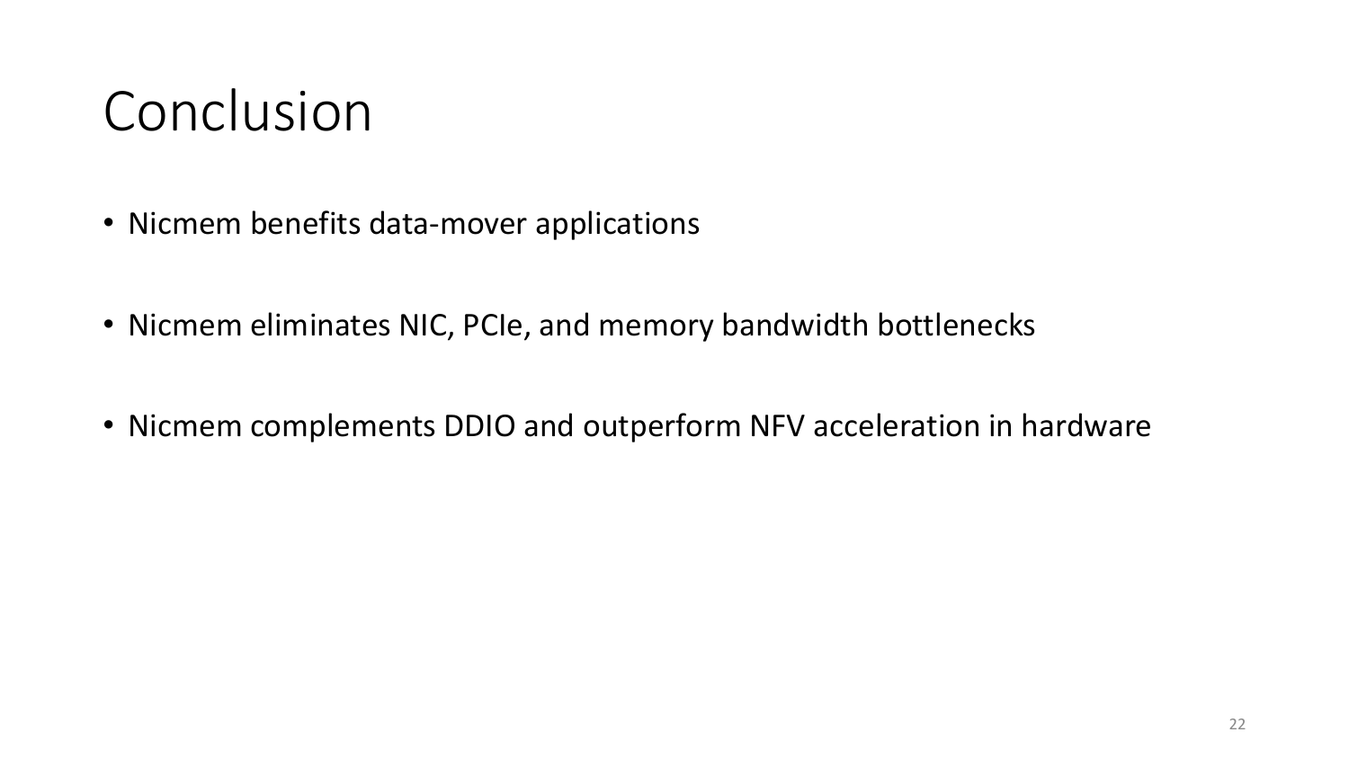# Conclusion

- Nicmem benefits data-mover applications
- Nicmem eliminates NIC, PCIe, and memory bandwidth bottlenecks
- Nicmem complements DDIO and outperform NFV acceleration in hardware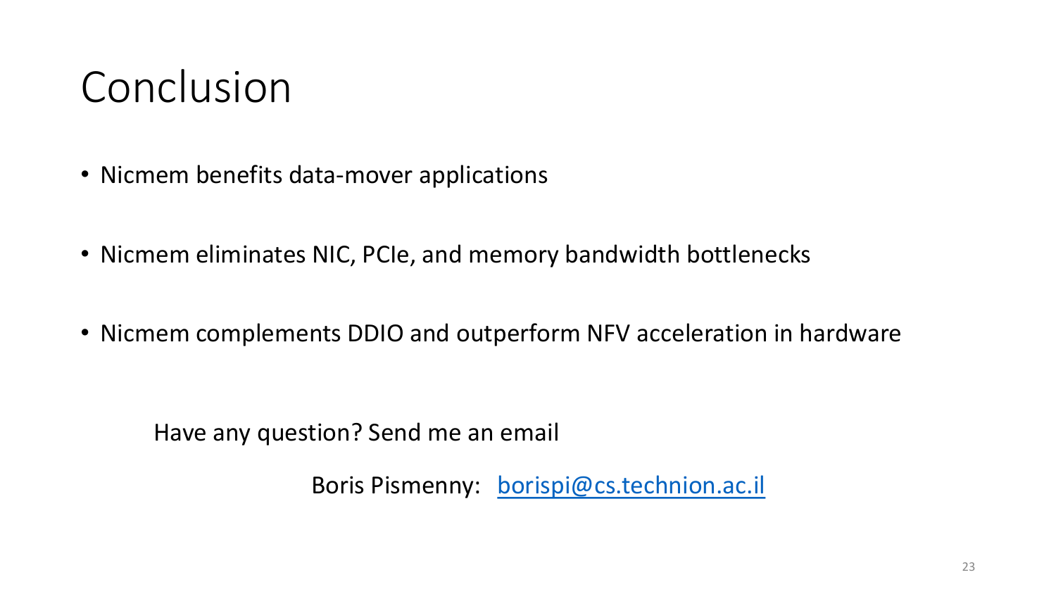# Conclusion

- Nicmem benefits data-mover applications
- Nicmem eliminates NIC, PCIe, and memory bandwidth bottlenecks
- Nicmem complements DDIO and outperform NFV acceleration in hardware

Have any question? Send me an email

Boris Pismenny: [borispi@cs.technion.ac.il](mailto:borispi@cs.technion.ac.il)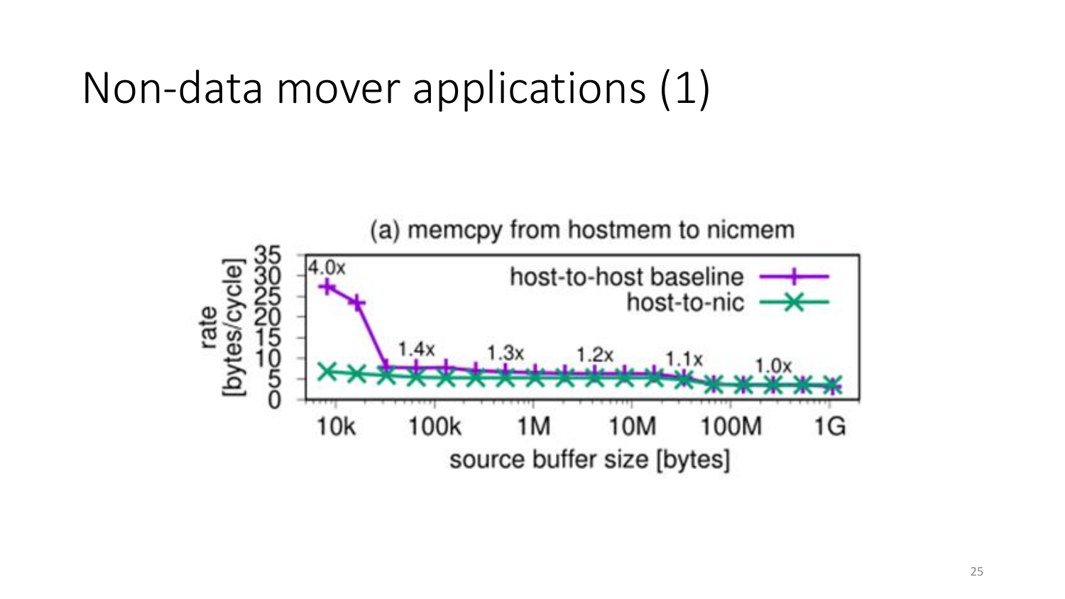# Non-data mover applications (1)

(a) memcpy from hostmem to nicmem

| source buffer size [bytes] | host-to-host baseline vs host-to-nic |
| --- | --- |
| ~10k | 4.0x |
| ~50k | 1.4x |
| ~500k | 1.3x |
| ~5M | 1.2x |
| ~30M | 1.1x |
| ~300M | 1.0x |

rate [bytes/cycle]: 0, 5, 10, 15, 20, 25, 30, 35

Legend: host-to-host baseline; host-to-nic

source buffer size [bytes]: 10k, 100k, 1M, 10M, 100M, 1G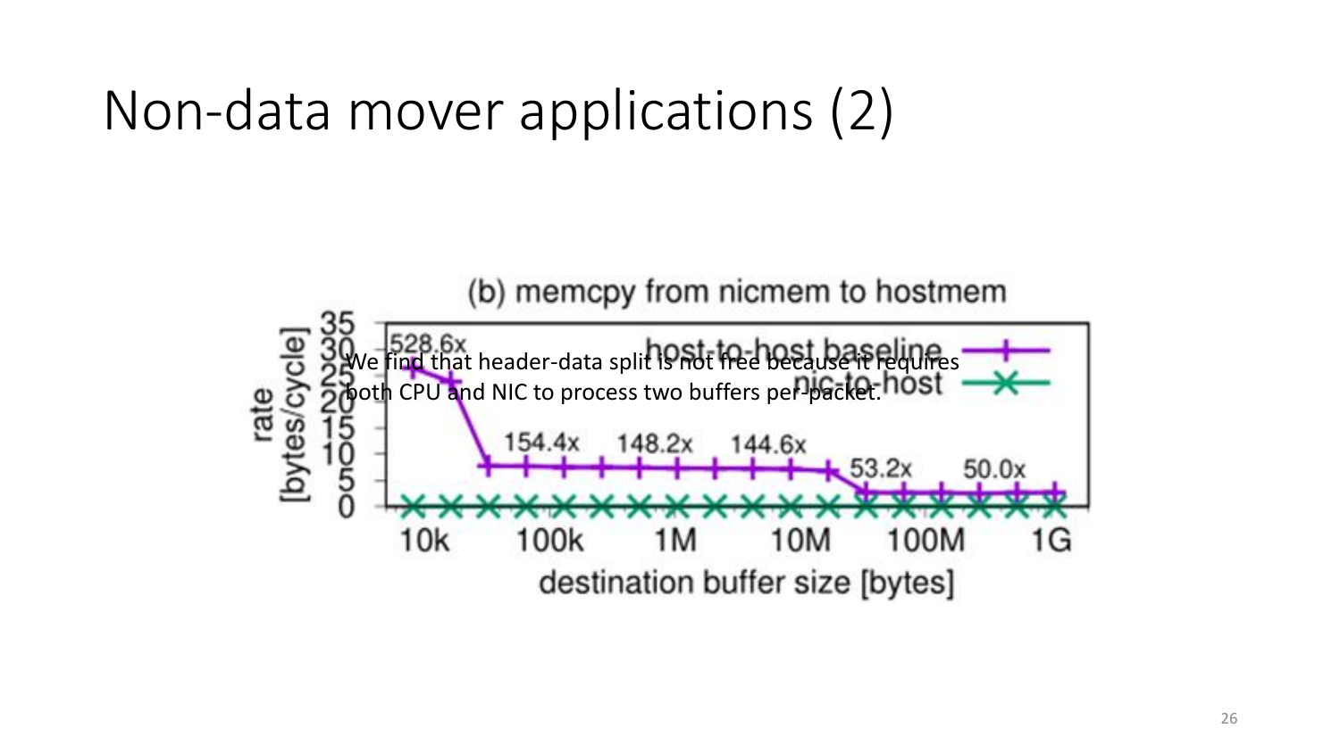# Non-data mover applications (2)

(b) memcpy from nicmem to hostmem

We find that header-data split is not free because it requires both CPU and NIC to process two buffers per-packet.

rate [bytes/cycle]

528.6x

154.4x 148.2x 144.6x

53.2x 50.0x

host-to-host baseline

nic-to-host

destination buffer size [bytes]

10k 100k 1M 10M 100M 1G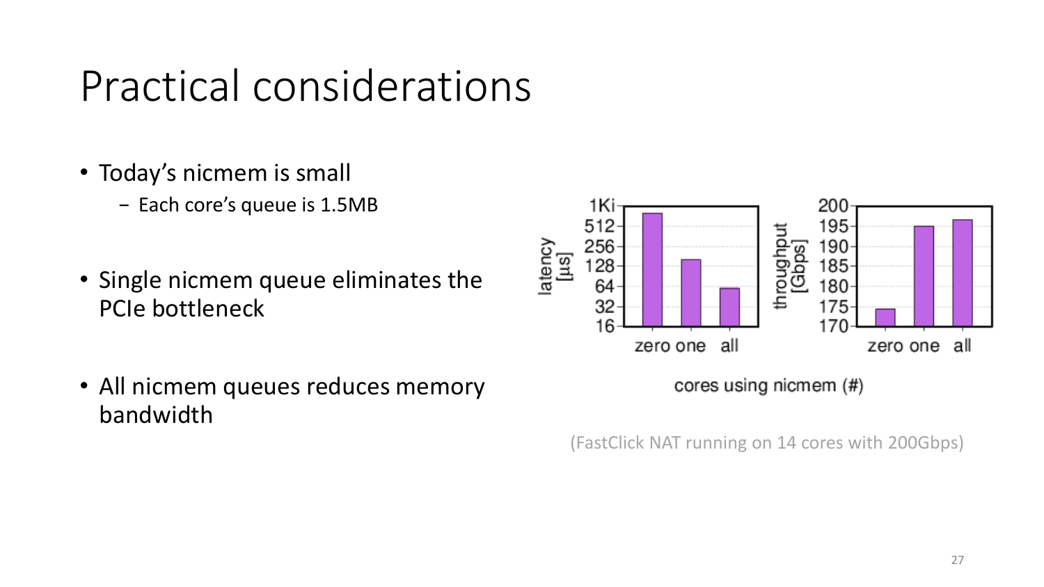# Practical considerations

- Today's nicmem is small
  - Each core's queue is 1.5MB
- Single nicmem queue eliminates the PCIe bottleneck
- All nicmem queues reduces memory bandwidth

latency [µs]

1Ki
512
256
128
64
32
16

zero one all

throughput [Gbps]

200
195
190
185
180
175
170

zero one all

cores using nicmem (#)

(FastClick NAT running on 14 cores with 200Gbps)